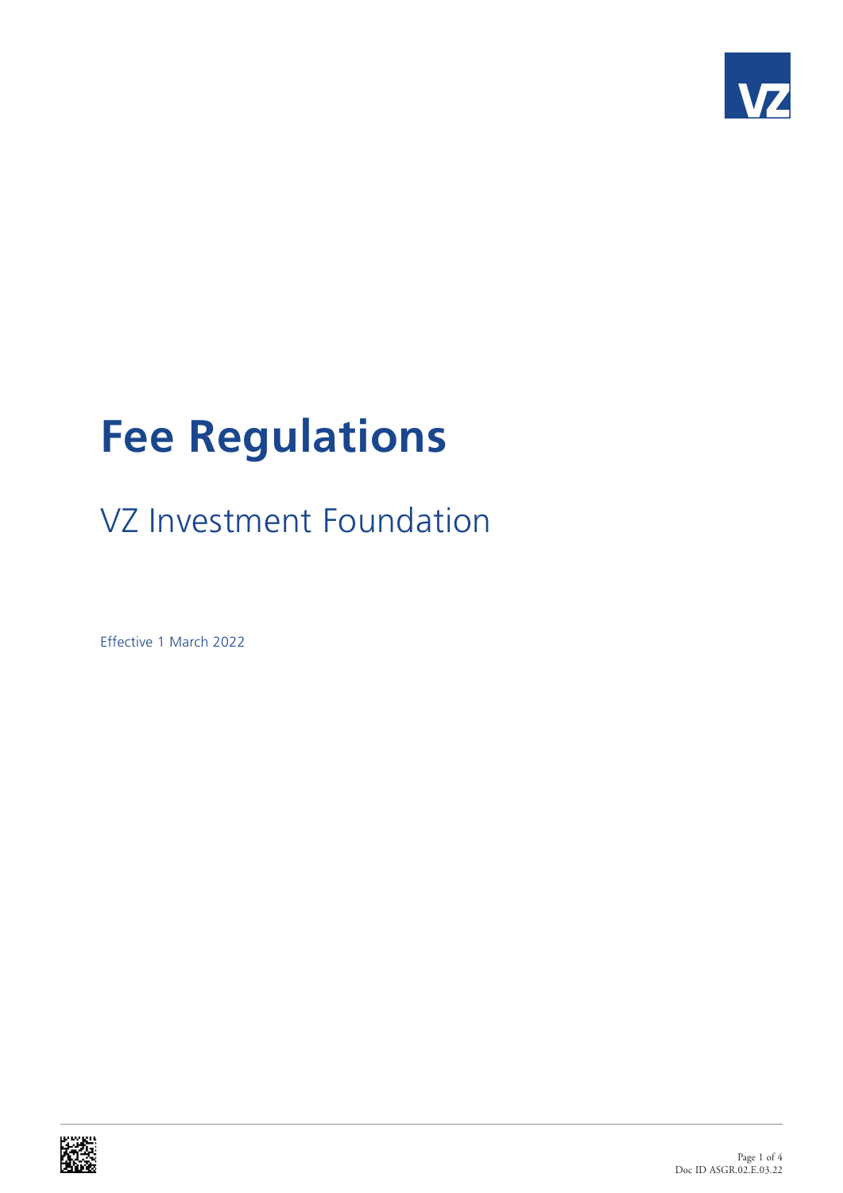# Fee Regulations

## VZ Investment Foundation

Effective 1 March 2022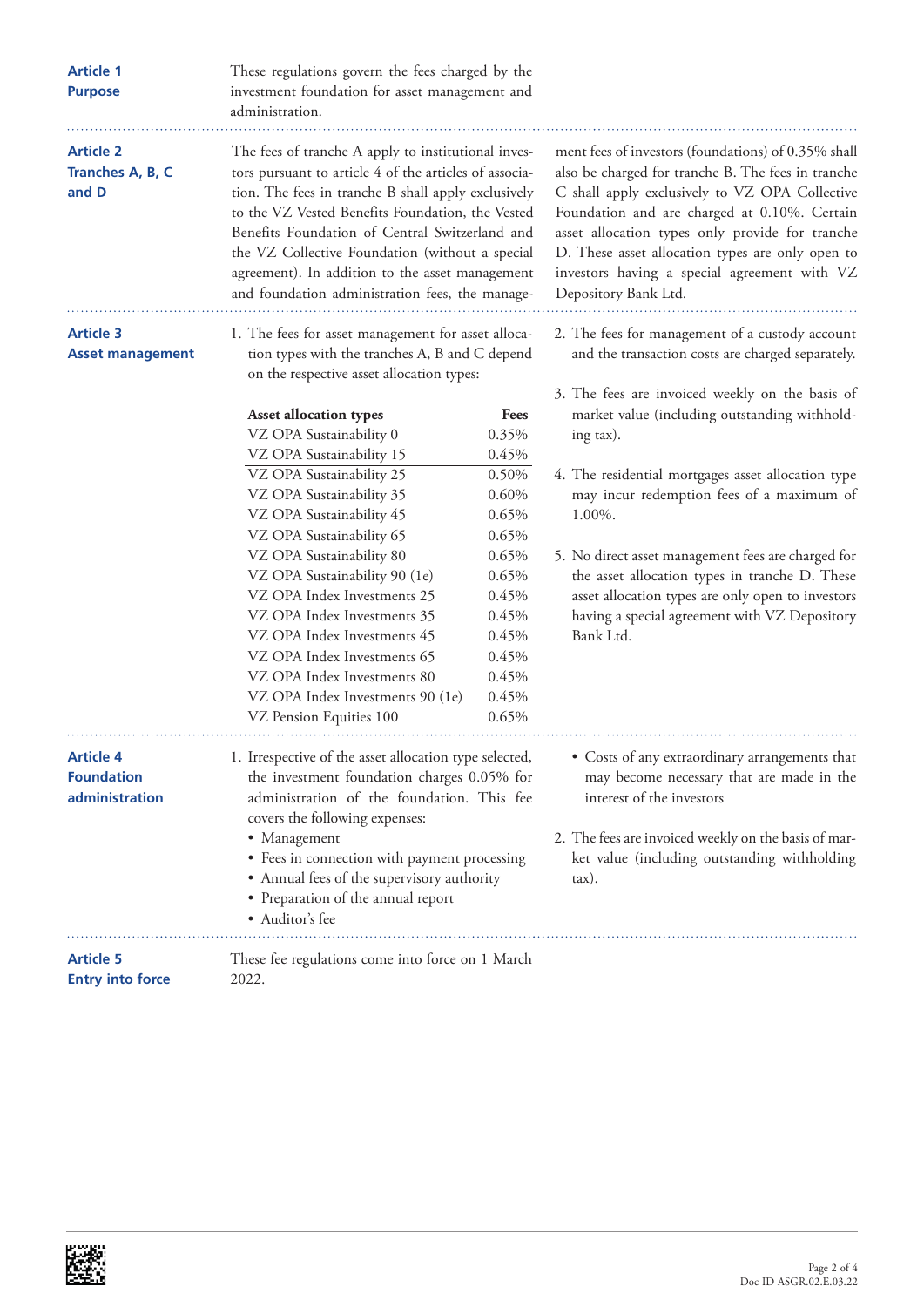## Article 1 Purpose

These regulations govern the fees charged by the investment foundation for asset management and administration.

## Article 2 Tranches A, B, C and D

The fees of tranche A apply to institutional investors pursuant to article 4 of the articles of association. The fees in tranche B shall apply exclusively to the VZ Vested Benefits Foundation, the Vested Benefits Foundation of Central Switzerland and the VZ Collective Foundation (without a special agreement). In addition to the asset management and foundation administration fees, the management fees of investors (foundations) of 0.35% shall also be charged for tranche B. The fees in tranche C shall apply exclusively to VZ OPA Collective Foundation and are charged at 0.10%. Certain asset allocation types only provide for tranche D. These asset allocation types are only open to investors having a special agreement with VZ Depository Bank Ltd.

## Article 3 Asset management

1. The fees for asset management for asset allocation types with the tranches A, B and C depend on the respective asset allocation types:

| Asset allocation types | Fees |
|---|---|
| VZ OPA Sustainability 0 | 0.35% |
| VZ OPA Sustainability 15 | 0.45% |
| VZ OPA Sustainability 25 | 0.50% |
| VZ OPA Sustainability 35 | 0.60% |
| VZ OPA Sustainability 45 | 0.65% |
| VZ OPA Sustainability 65 | 0.65% |
| VZ OPA Sustainability 80 | 0.65% |
| VZ OPA Sustainability 90 (1e) | 0.65% |
| VZ OPA Index Investments 25 | 0.45% |
| VZ OPA Index Investments 35 | 0.45% |
| VZ OPA Index Investments 45 | 0.45% |
| VZ OPA Index Investments 65 | 0.45% |
| VZ OPA Index Investments 80 | 0.45% |
| VZ OPA Index Investments 90 (1e) | 0.45% |
| VZ Pension Equities 100 | 0.65% |

2. The fees for management of a custody account and the transaction costs are charged separately.

3. The fees are invoiced weekly on the basis of market value (including outstanding withholding tax).

4. The residential mortgages asset allocation type may incur redemption fees of a maximum of 1.00%.

5. No direct asset management fees are charged for the asset allocation types in tranche D. These asset allocation types are only open to investors having a special agreement with VZ Depository Bank Ltd.

## Article 4 Foundation administration

1. Irrespective of the asset allocation type selected, the investment foundation charges 0.05% for administration of the foundation. This fee covers the following expenses:
   - Management
   - Fees in connection with payment processing
   - Annual fees of the supervisory authority
   - Preparation of the annual report
   - Auditor's fee
   - Costs of any extraordinary arrangements that may become necessary that are made in the interest of the investors

2. The fees are invoiced weekly on the basis of market value (including outstanding withholding tax).

## Article 5 Entry into force

These fee regulations come into force on 1 March 2022.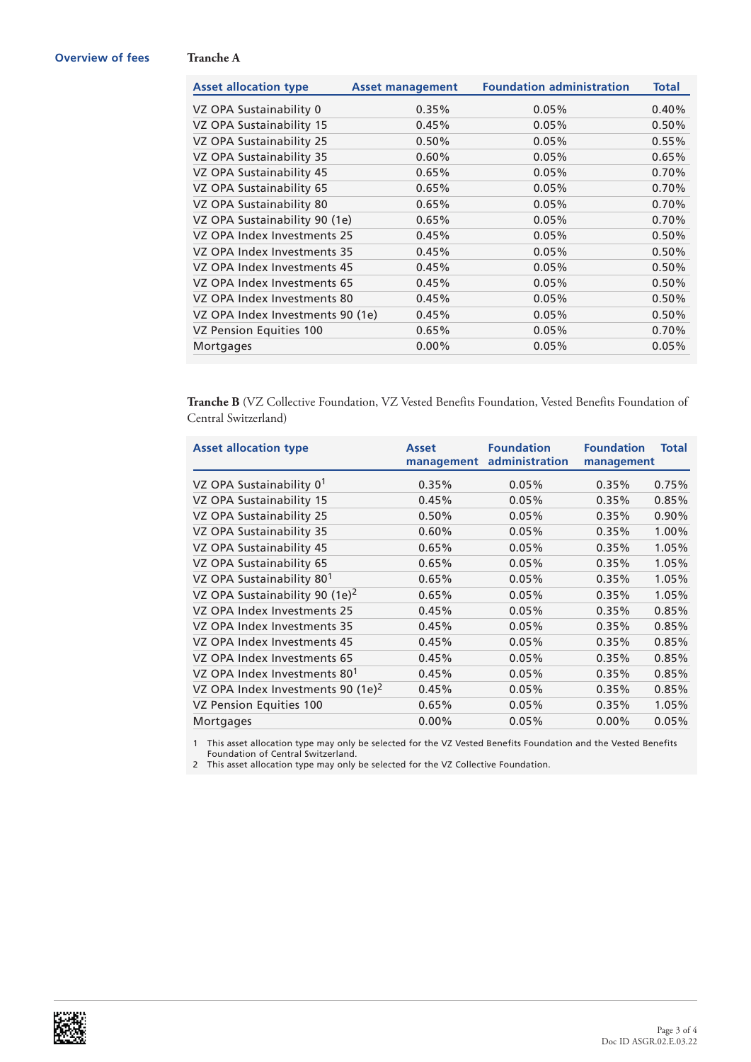## Overview of fees

**Tranche A**

| Asset allocation type | Asset management | Foundation administration | Total |
|---|---|---|---|
| VZ OPA Sustainability 0 | 0.35% | 0.05% | 0.40% |
| VZ OPA Sustainability 15 | 0.45% | 0.05% | 0.50% |
| VZ OPA Sustainability 25 | 0.50% | 0.05% | 0.55% |
| VZ OPA Sustainability 35 | 0.60% | 0.05% | 0.65% |
| VZ OPA Sustainability 45 | 0.65% | 0.05% | 0.70% |
| VZ OPA Sustainability 65 | 0.65% | 0.05% | 0.70% |
| VZ OPA Sustainability 80 | 0.65% | 0.05% | 0.70% |
| VZ OPA Sustainability 90 (1e) | 0.65% | 0.05% | 0.70% |
| VZ OPA Index Investments 25 | 0.45% | 0.05% | 0.50% |
| VZ OPA Index Investments 35 | 0.45% | 0.05% | 0.50% |
| VZ OPA Index Investments 45 | 0.45% | 0.05% | 0.50% |
| VZ OPA Index Investments 65 | 0.45% | 0.05% | 0.50% |
| VZ OPA Index Investments 80 | 0.45% | 0.05% | 0.50% |
| VZ OPA Index Investments 90 (1e) | 0.45% | 0.05% | 0.50% |
| VZ Pension Equities 100 | 0.65% | 0.05% | 0.70% |
| Mortgages | 0.00% | 0.05% | 0.05% |

**Tranche B** (VZ Collective Foundation, VZ Vested Benefits Foundation, Vested Benefits Foundation of Central Switzerland)

| Asset allocation type | Asset management | Foundation administration | Foundation management | Total |
|---|---|---|---|---|
| VZ OPA Sustainability 0[1] | 0.35% | 0.05% | 0.35% | 0.75% |
| VZ OPA Sustainability 15 | 0.45% | 0.05% | 0.35% | 0.85% |
| VZ OPA Sustainability 25 | 0.50% | 0.05% | 0.35% | 0.90% |
| VZ OPA Sustainability 35 | 0.60% | 0.05% | 0.35% | 1.00% |
| VZ OPA Sustainability 45 | 0.65% | 0.05% | 0.35% | 1.05% |
| VZ OPA Sustainability 65 | 0.65% | 0.05% | 0.35% | 1.05% |
| VZ OPA Sustainability 80[1] | 0.65% | 0.05% | 0.35% | 1.05% |
| VZ OPA Sustainability 90 (1e)[2] | 0.65% | 0.05% | 0.35% | 1.05% |
| VZ OPA Index Investments 25 | 0.45% | 0.05% | 0.35% | 0.85% |
| VZ OPA Index Investments 35 | 0.45% | 0.05% | 0.35% | 0.85% |
| VZ OPA Index Investments 45 | 0.45% | 0.05% | 0.35% | 0.85% |
| VZ OPA Index Investments 65 | 0.45% | 0.05% | 0.35% | 0.85% |
| VZ OPA Index Investments 80[1] | 0.45% | 0.05% | 0.35% | 0.85% |
| VZ OPA Index Investments 90 (1e)[2] | 0.45% | 0.05% | 0.35% | 0.85% |
| VZ Pension Equities 100 | 0.65% | 0.05% | 0.35% | 1.05% |
| Mortgages | 0.00% | 0.05% | 0.00% | 0.05% |

1 This asset allocation type may only be selected for the VZ Vested Benefits Foundation and the Vested Benefits Foundation of Central Switzerland.

2 This asset allocation type may only be selected for the VZ Collective Foundation.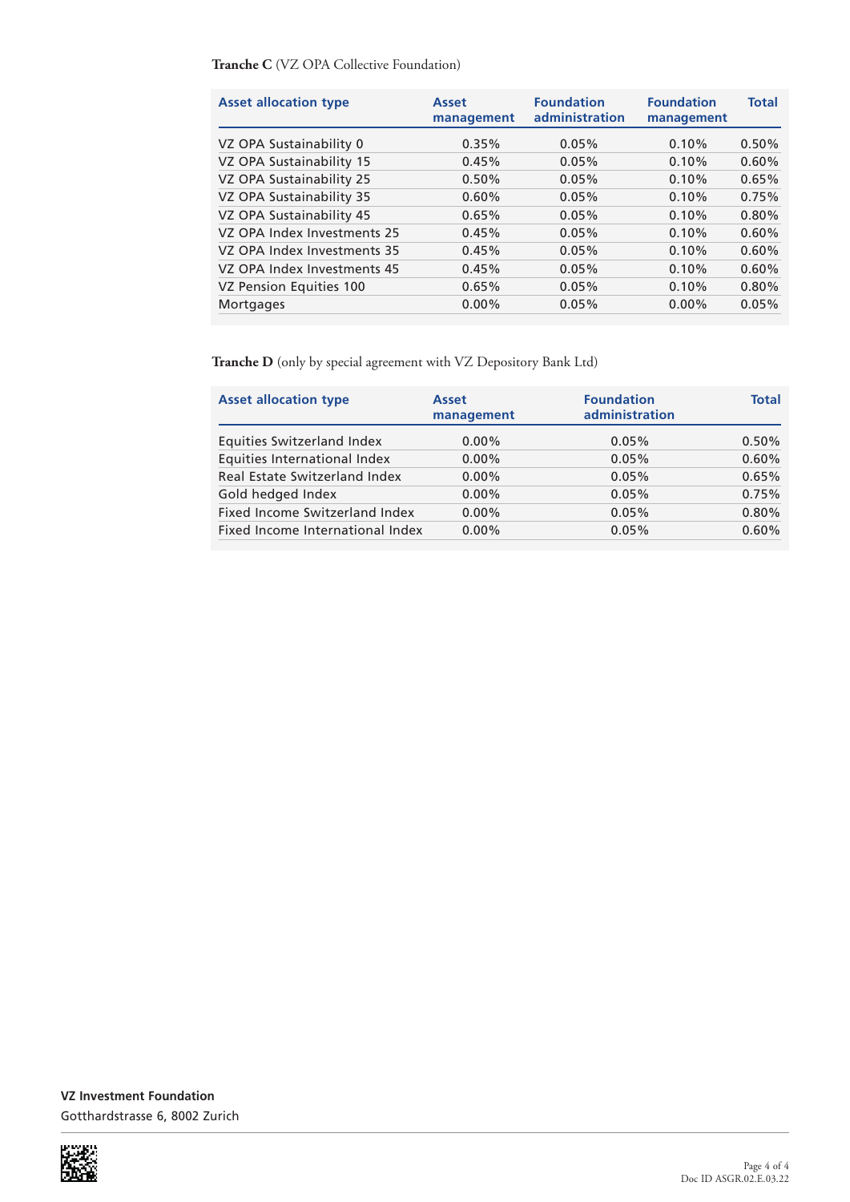**Tranche C** (VZ OPA Collective Foundation)

| Asset allocation type | Asset management | Foundation administration | Foundation management | Total |
|---|---|---|---|---|
| VZ OPA Sustainability 0 | 0.35% | 0.05% | 0.10% | 0.50% |
| VZ OPA Sustainability 15 | 0.45% | 0.05% | 0.10% | 0.60% |
| VZ OPA Sustainability 25 | 0.50% | 0.05% | 0.10% | 0.65% |
| VZ OPA Sustainability 35 | 0.60% | 0.05% | 0.10% | 0.75% |
| VZ OPA Sustainability 45 | 0.65% | 0.05% | 0.10% | 0.80% |
| VZ OPA Index Investments 25 | 0.45% | 0.05% | 0.10% | 0.60% |
| VZ OPA Index Investments 35 | 0.45% | 0.05% | 0.10% | 0.60% |
| VZ OPA Index Investments 45 | 0.45% | 0.05% | 0.10% | 0.60% |
| VZ Pension Equities 100 | 0.65% | 0.05% | 0.10% | 0.80% |
| Mortgages | 0.00% | 0.05% | 0.00% | 0.05% |

**Tranche D** (only by special agreement with VZ Depository Bank Ltd)

| Asset allocation type | Asset management | Foundation administration | Total |
|---|---|---|---|
| Equities Switzerland Index | 0.00% | 0.05% | 0.50% |
| Equities International Index | 0.00% | 0.05% | 0.60% |
| Real Estate Switzerland Index | 0.00% | 0.05% | 0.65% |
| Gold hedged Index | 0.00% | 0.05% | 0.75% |
| Fixed Income Switzerland Index | 0.00% | 0.05% | 0.80% |
| Fixed Income International Index | 0.00% | 0.05% | 0.60% |

**VZ Investment Foundation**
Gotthardstrasse 6, 8002 Zurich

Doc ID ASGR.02.E.03.22